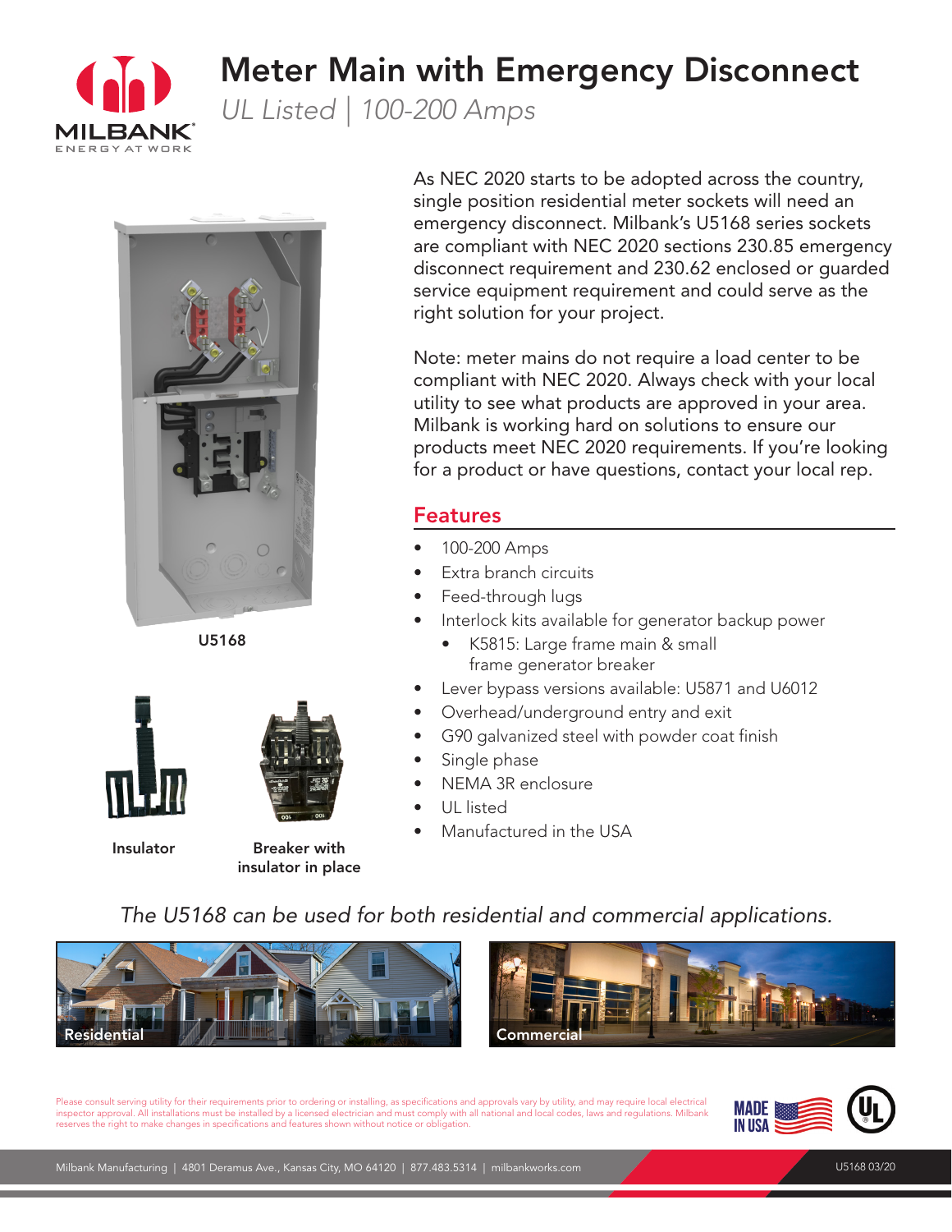# Meter Main with Emergency Disconnect

*UL Listed | 100-200 Amps*

As NEC 2020 starts to be adopted across the country, single position residential meter sockets will need an emergency disconnect. Milbank's U5168 series sockets are compliant with NEC 2020 sections 230.85 emergency disconnect requirement and 230.62 enclosed or guarded service equipment requirement and could serve as the right solution for your project.

Note: meter mains do not require a load center to be compliant with NEC 2020. Always check with your local utility to see what products are approved in your area. Milbank is working hard on solutions to ensure our products meet NEC 2020 requirements. If you're looking for a product or have questions, contact your local rep.

U5168

Insulator

Breaker with insulator in place

## Features

- 100-200 Amps
- Extra branch circuits
- Feed-through lugs
- Interlock kits available for generator backup power
  - K5815: Large frame main & small frame generator breaker
- Lever bypass versions available: U5871 and U6012
- Overhead/underground entry and exit
- G90 galvanized steel with powder coat finish
- Single phase
- NEMA 3R enclosure
- UL listed
- Manufactured in the USA

*The U5168 can be used for both residential and commercial applications.*

Residential

Commercial

Please consult serving utility for their requirements prior to ordering or installing, as specifications and approvals vary by utility, and may require local electrical inspector approval. All installations must be installed by a licensed electrician and must comply with all national and local codes, laws and regulations. Milbank reserves the right to make changes in specifications and features shown without notice or obligation.

Milbank Manufacturing | 4801 Deramus Ave., Kansas City, MO 64120 | 877.483.5314 | milbankworks.com

U5168 03/20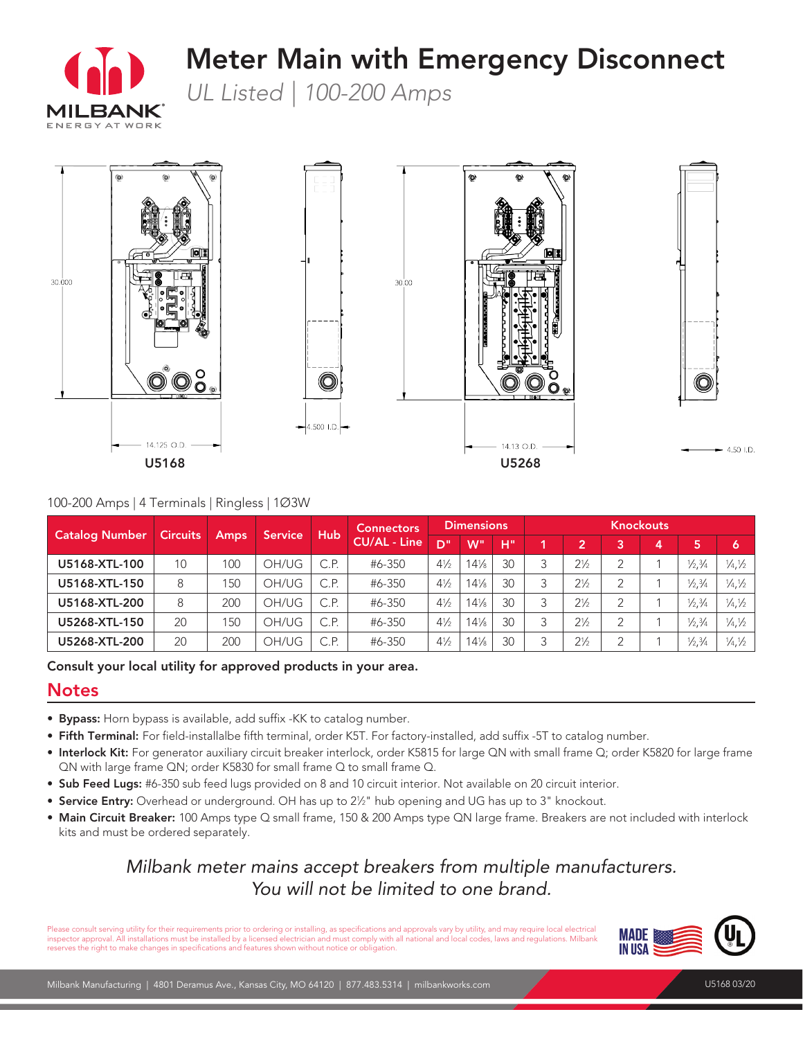# Meter Main with Emergency Disconnect

*UL Listed | 100-200 Amps*

30.000

4.500 I.D.

14.125 O.D.

**U5168**

30.00

14.13 O.D.

4.50 I.D.

**U5268**

100-200 Amps | 4 Terminals | Ringless | 1Ø3W

| Catalog Number | Circuits | Amps | Service | Hub | Connectors CU/AL - Line | Dimensions | | | Knockouts | | | | | |
|---|---|---|---|---|---|---|---|---|---|---|---|---|---|---|
| | | | | | | D" | W" | H" | 1 | 2 | 3 | 4 | 5 | 6 |
| **U5168-XTL-100** | 10 | 100 | OH/UG | C.P. | #6-350 | 4½ | 14⅛ | 30 | 3 | 2½ | 2 | 1 | ½,¾ | ¼,½ |
| **U5168-XTL-150** | 8 | 150 | OH/UG | C.P. | #6-350 | 4½ | 14⅛ | 30 | 3 | 2½ | 2 | 1 | ½,¾ | ¼,½ |
| **U5168-XTL-200** | 8 | 200 | OH/UG | C.P. | #6-350 | 4½ | 14⅛ | 30 | 3 | 2½ | 2 | 1 | ½,¾ | ¼,½ |
| **U5268-XTL-150** | 20 | 150 | OH/UG | C.P. | #6-350 | 4½ | 14⅛ | 30 | 3 | 2½ | 2 | 1 | ½,¾ | ¼,½ |
| **U5268-XTL-200** | 20 | 200 | OH/UG | C.P. | #6-350 | 4½ | 14⅛ | 30 | 3 | 2½ | 2 | 1 | ½,¾ | ¼,½ |

**Consult your local utility for approved products in your area.**

## Notes

- **Bypass:** Horn bypass is available, add suffix -KK to catalog number.
- **Fifth Terminal:** For field-installalbe fifth terminal, order K5T. For factory-installed, add suffix -5T to catalog number.
- **Interlock Kit:** For generator auxiliary circuit breaker interlock, order K5815 for large QN with small frame Q; order K5820 for large frame QN with large frame QN; order K5830 for small frame Q to small frame Q.
- **Sub Feed Lugs:** #6-350 sub feed lugs provided on 8 and 10 circuit interior. Not available on 20 circuit interior.
- **Service Entry:** Overhead or underground. OH has up to 2½" hub opening and UG has up to 3" knockout.
- **Main Circuit Breaker:** 100 Amps type Q small frame, 150 & 200 Amps type QN large frame. Breakers are not included with interlock kits and must be ordered separately.

*Milbank meter mains accept breakers from multiple manufacturers. You will not be limited to one brand.*

Please consult serving utility for their requirements prior to ordering or installing, as specifications and approvals vary by utility, and may require local electrical inspector approval. All installations must be installed by a licensed electrician and must comply with all national and local codes, laws and regulations. Milbank reserves the right to make changes in specifications and features shown without notice or obligation.

MADE IN USA

Milbank Manufacturing | 4801 Deramus Ave., Kansas City, MO 64120 | 877.483.5314 | milbankworks.com

U5168 03/20